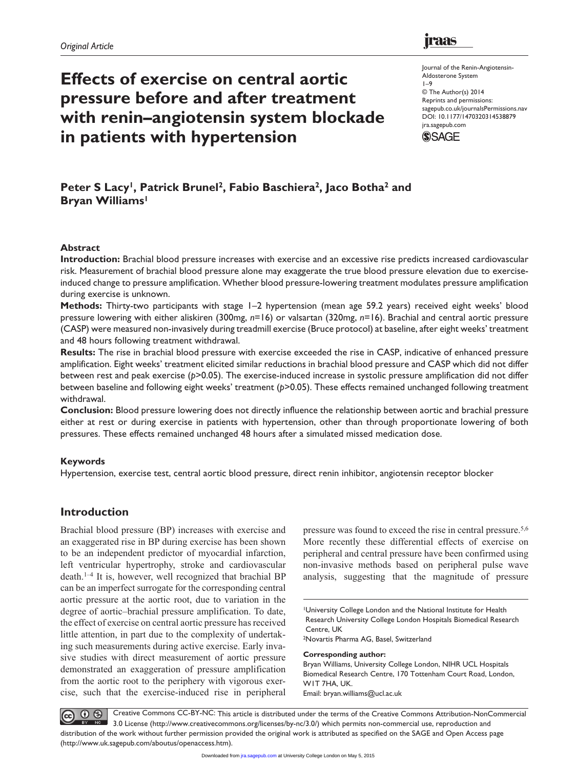*Original Article*

# Effects of exercise on central aortic pressure before and after treatment with renin–angiotensin system blockade in patients with hypertension

Journal of the Renin-Angiotensin-Aldosterone System
1–9
© The Author(s) 2014
Reprints and permissions: sagepub.co.uk/journalsPermissions.nav
DOI: 10.1177/1470320314538879
jra.sagepub.com

**Peter S Lacy[1], Patrick Brunel[2], Fabio Baschiera[2], Jaco Botha[2] and Bryan Williams[1]**

## Abstract

**Introduction:** Brachial blood pressure increases with exercise and an excessive rise predicts increased cardiovascular risk. Measurement of brachial blood pressure alone may exaggerate the true blood pressure elevation due to exercise-induced change to pressure amplification. Whether blood pressure-lowering treatment modulates pressure amplification during exercise is unknown.

**Methods:** Thirty-two participants with stage 1–2 hypertension (mean age 59.2 years) received eight weeks' blood pressure lowering with either aliskiren (300mg, *n*=16) or valsartan (320mg, *n*=16). Brachial and central aortic pressure (CASP) were measured non-invasively during treadmill exercise (Bruce protocol) at baseline, after eight weeks' treatment and 48 hours following treatment withdrawal.

**Results:** The rise in brachial blood pressure with exercise exceeded the rise in CASP, indicative of enhanced pressure amplification. Eight weeks' treatment elicited similar reductions in brachial blood pressure and CASP which did not differ between rest and peak exercise ($p$>0.05). The exercise-induced increase in systolic pressure amplification did not differ between baseline and following eight weeks' treatment ($p$>0.05). These effects remained unchanged following treatment withdrawal.

**Conclusion:** Blood pressure lowering does not directly influence the relationship between aortic and brachial pressure either at rest or during exercise in patients with hypertension, other than through proportionate lowering of both pressures. These effects remained unchanged 48 hours after a simulated missed medication dose.

### Keywords

Hypertension, exercise test, central aortic blood pressure, direct renin inhibitor, angiotensin receptor blocker

## Introduction

Brachial blood pressure (BP) increases with exercise and an exaggerated rise in BP during exercise has been shown to be an independent predictor of myocardial infarction, left ventricular hypertrophy, stroke and cardiovascular death.[1–4] It is, however, well recognized that brachial BP can be an imperfect surrogate for the corresponding central aortic pressure at the aortic root, due to variation in the degree of aortic–brachial pressure amplification. To date, the effect of exercise on central aortic pressure has received little attention, in part due to the complexity of undertaking such measurements during active exercise. Early invasive studies with direct measurement of aortic pressure demonstrated an exaggeration of pressure amplification from the aortic root to the periphery with vigorous exercise, such that the exercise-induced rise in peripheral pressure was found to exceed the rise in central pressure.[5,6] More recently these differential effects of exercise on peripheral and central pressure have been confirmed using non-invasive methods based on peripheral pulse wave analysis, suggesting that the magnitude of pressure

[1]University College London and the National Institute for Health Research University College London Hospitals Biomedical Research Centre, UK
[2]Novartis Pharma AG, Basel, Switzerland

**Corresponding author:**
Bryan Williams, University College London, NIHR UCL Hospitals Biomedical Research Centre, 170 Tottenham Court Road, London, W1T 7HA, UK.
Email: bryan.williams@ucl.ac.uk

Creative Commons CC-BY-NC: This article is distributed under the terms of the Creative Commons Attribution-NonCommercial 3.0 License (http://www.creativecommons.org/licenses/by-nc/3.0/) which permits non-commercial use, reproduction and distribution of the work without further permission provided the original work is attributed as specified on the SAGE and Open Access page (http://www.uk.sagepub.com/aboutus/openaccess.htm).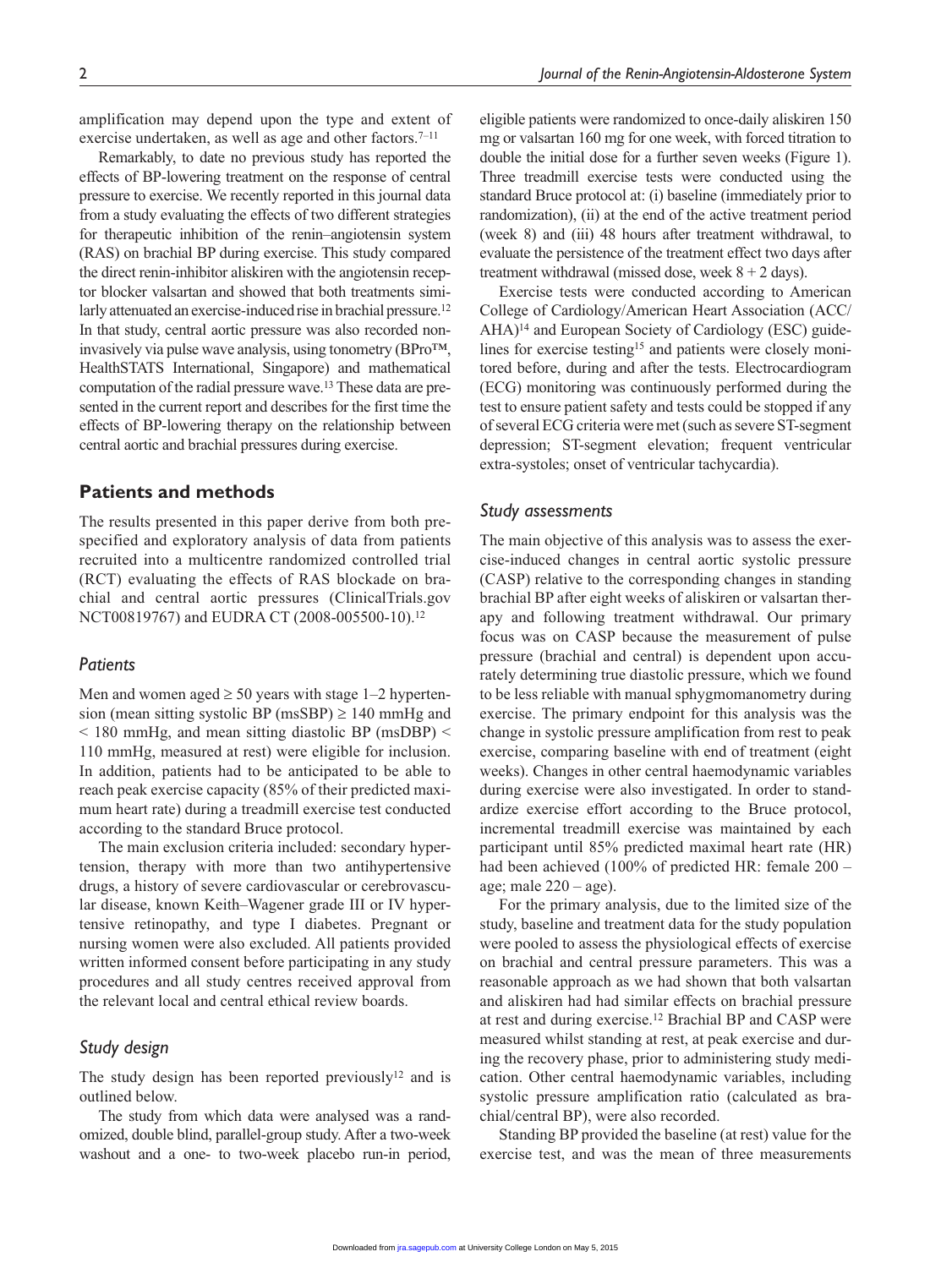amplification may depend upon the type and extent of exercise undertaken, as well as age and other factors.[7–11]

Remarkably, to date no previous study has reported the effects of BP-lowering treatment on the response of central pressure to exercise. We recently reported in this journal data from a study evaluating the effects of two different strategies for therapeutic inhibition of the renin–angiotensin system (RAS) on brachial BP during exercise. This study compared the direct renin-inhibitor aliskiren with the angiotensin receptor blocker valsartan and showed that both treatments similarly attenuated an exercise-induced rise in brachial pressure.[12] In that study, central aortic pressure was also recorded non-invasively via pulse wave analysis, using tonometry (BPro™, HealthSTATS International, Singapore) and mathematical computation of the radial pressure wave.[13] These data are presented in the current report and describes for the first time the effects of BP-lowering therapy on the relationship between central aortic and brachial pressures during exercise.

## Patients and methods

The results presented in this paper derive from both pre-specified and exploratory analysis of data from patients recruited into a multicentre randomized controlled trial (RCT) evaluating the effects of RAS blockade on brachial and central aortic pressures (ClinicalTrials.gov NCT00819767) and EUDRA CT (2008-005500-10).[12]

### *Patients*

Men and women aged ≥ 50 years with stage 1–2 hypertension (mean sitting systolic BP (msSBP) ≥ 140 mmHg and < 180 mmHg, and mean sitting diastolic BP (msDBP) < 110 mmHg, measured at rest) were eligible for inclusion. In addition, patients had to be anticipated to be able to reach peak exercise capacity (85% of their predicted maximum heart rate) during a treadmill exercise test conducted according to the standard Bruce protocol.

The main exclusion criteria included: secondary hypertension, therapy with more than two antihypertensive drugs, a history of severe cardiovascular or cerebrovascular disease, known Keith–Wagener grade III or IV hypertensive retinopathy, and type I diabetes. Pregnant or nursing women were also excluded. All patients provided written informed consent before participating in any study procedures and all study centres received approval from the relevant local and central ethical review boards.

### *Study design*

The study design has been reported previously[12] and is outlined below.

The study from which data were analysed was a randomized, double blind, parallel-group study. After a two-week washout and a one- to two-week placebo run-in period, eligible patients were randomized to once-daily aliskiren 150 mg or valsartan 160 mg for one week, with forced titration to double the initial dose for a further seven weeks (Figure 1). Three treadmill exercise tests were conducted using the standard Bruce protocol at: (i) baseline (immediately prior to randomization), (ii) at the end of the active treatment period (week 8) and (iii) 48 hours after treatment withdrawal, to evaluate the persistence of the treatment effect two days after treatment withdrawal (missed dose, week 8 + 2 days).

Exercise tests were conducted according to American College of Cardiology/American Heart Association (ACC/AHA)[14] and European Society of Cardiology (ESC) guidelines for exercise testing[15] and patients were closely monitored before, during and after the tests. Electrocardiogram (ECG) monitoring was continuously performed during the test to ensure patient safety and tests could be stopped if any of several ECG criteria were met (such as severe ST-segment depression; ST-segment elevation; frequent ventricular extra-systoles; onset of ventricular tachycardia).

### *Study assessments*

The main objective of this analysis was to assess the exercise-induced changes in central aortic systolic pressure (CASP) relative to the corresponding changes in standing brachial BP after eight weeks of aliskiren or valsartan therapy and following treatment withdrawal. Our primary focus was on CASP because the measurement of pulse pressure (brachial and central) is dependent upon accurately determining true diastolic pressure, which we found to be less reliable with manual sphygmomanometry during exercise. The primary endpoint for this analysis was the change in systolic pressure amplification from rest to peak exercise, comparing baseline with end of treatment (eight weeks). Changes in other central haemodynamic variables during exercise were also investigated. In order to standardize exercise effort according to the Bruce protocol, incremental treadmill exercise was maintained by each participant until 85% predicted maximal heart rate (HR) had been achieved (100% of predicted HR: female 200 – age; male 220 – age).

For the primary analysis, due to the limited size of the study, baseline and treatment data for the study population were pooled to assess the physiological effects of exercise on brachial and central pressure parameters. This was a reasonable approach as we had shown that both valsartan and aliskiren had had similar effects on brachial pressure at rest and during exercise.[12] Brachial BP and CASP were measured whilst standing at rest, at peak exercise and during the recovery phase, prior to administering study medication. Other central haemodynamic variables, including systolic pressure amplification ratio (calculated as brachial/central BP), were also recorded.

Standing BP provided the baseline (at rest) value for the exercise test, and was the mean of three measurements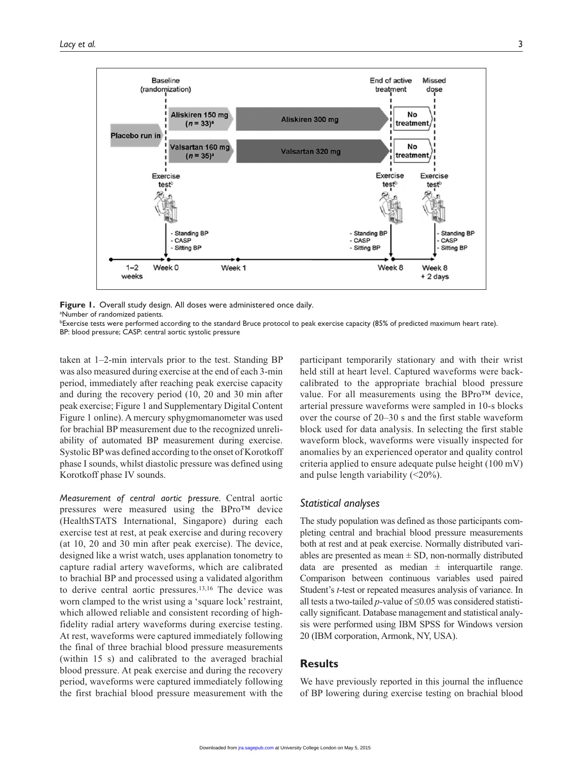**Figure 1.** Overall study design. All doses were administered once daily.
[a]Number of randomized patients.
[b]Exercise tests were performed according to the standard Bruce protocol to peak exercise capacity (85% of predicted maximum heart rate).
BP: blood pressure; CASP: central aortic systolic pressure

taken at 1–2-min intervals prior to the test. Standing BP was also measured during exercise at the end of each 3-min period, immediately after reaching peak exercise capacity and during the recovery period (10, 20 and 30 min after peak exercise; Figure 1 and Supplementary Digital Content Figure 1 online). A mercury sphygmomanometer was used for brachial BP measurement due to the recognized unreliability of automated BP measurement during exercise. Systolic BP was defined according to the onset of Korotkoff phase I sounds, whilst diastolic pressure was defined using Korotkoff phase IV sounds.

*Measurement of central aortic pressure.* Central aortic pressures were measured using the BPro™ device (HealthSTATS International, Singapore) during each exercise test at rest, at peak exercise and during recovery (at 10, 20 and 30 min after peak exercise). The device, designed like a wrist watch, uses applanation tonometry to capture radial artery waveforms, which are calibrated to brachial BP and processed using a validated algorithm to derive central aortic pressures.[13,16] The device was worn clamped to the wrist using a 'square lock' restraint, which allowed reliable and consistent recording of high-fidelity radial artery waveforms during exercise testing. At rest, waveforms were captured immediately following the final of three brachial blood pressure measurements (within 15 s) and calibrated to the averaged brachial blood pressure. At peak exercise and during the recovery period, waveforms were captured immediately following the first brachial blood pressure measurement with the participant temporarily stationary and with their wrist held still at heart level. Captured waveforms were back-calibrated to the appropriate brachial blood pressure value. For all measurements using the BPro™ device, arterial pressure waveforms were sampled in 10-s blocks over the course of 20–30 s and the first stable waveform block used for data analysis. In selecting the first stable waveform block, waveforms were visually inspected for anomalies by an experienced operator and quality control criteria applied to ensure adequate pulse height (100 mV) and pulse length variability (<20%).

### Statistical analyses

The study population was defined as those participants completing central and brachial blood pressure measurements both at rest and at peak exercise. Normally distributed variables are presented as mean ± SD, non-normally distributed data are presented as median ± interquartile range. Comparison between continuous variables used paired Student's *t*-test or repeated measures analysis of variance. In all tests a two-tailed *p*-value of ≤0.05 was considered statistically significant. Database management and statistical analysis were performed using IBM SPSS for Windows version 20 (IBM corporation, Armonk, NY, USA).

## Results

We have previously reported in this journal the influence of BP lowering during exercise testing on brachial blood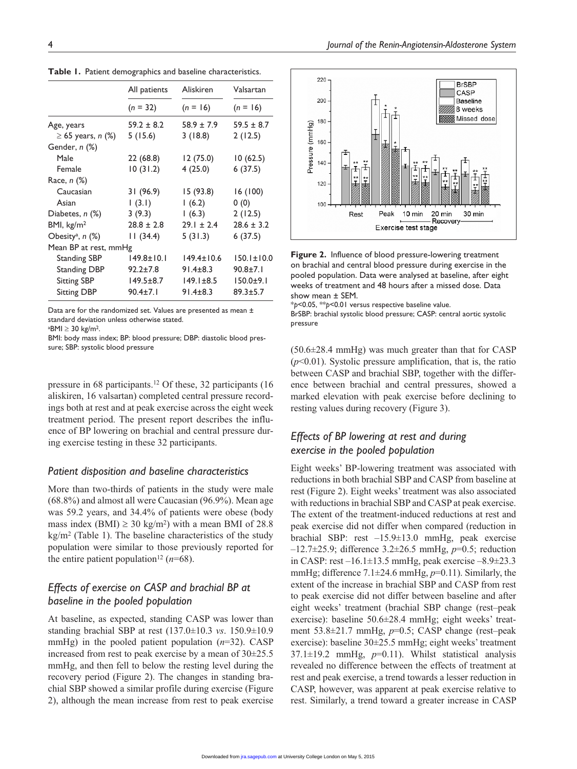**Table 1.** Patient demographics and baseline characteristics.

| | All patients | Aliskiren | Valsartan |
|---|---|---|---|
| | (*n* = 32) | (*n* = 16) | (*n* = 16) |
| Age, years | 59.2 ± 8.2 | 58.9 ± 7.9 | 59.5 ± 8.7 |
| ≥ 65 years, *n* (%) | 5 (15.6) | 3 (18.8) | 2 (12.5) |
| Gender, *n* (%) | | | |
| Male | 22 (68.8) | 12 (75.0) | 10 (62.5) |
| Female | 10 (31.2) | 4 (25.0) | 6 (37.5) |
| Race, *n* (%) | | | |
| Caucasian | 31 (96.9) | 15 (93.8) | 16 (100) |
| Asian | 1 (3.1) | 1 (6.2) | 0 (0) |
| Diabetes, *n* (%) | 3 (9.3) | 1 (6.3) | 2 (12.5) |
| BMI, kg/m$^2$ | 28.8 ± 2.8 | 29.1 ± 2.4 | 28.6 ± 3.2 |
| Obesity[a], *n* (%) | 11 (34.4) | 5 (31.3) | 6 (37.5) |
| Mean BP at rest, mmHg | | | |
| Standing SBP | 149.8±10.1 | 149.4±10.6 | 150.1±10.0 |
| Standing DBP | 92.2±7.8 | 91.4±8.3 | 90.8±7.1 |
| Sitting SBP | 149.5±8.7 | 149.1±8.5 | 150.0±9.1 |
| Sitting DBP | 90.4±7.1 | 91.4±8.3 | 89.3±5.7 |

Data are for the randomized set. Values are presented as mean ± standard deviation unless otherwise stated.
[a]BMI ≥ 30 kg/m$^2$.
BMI: body mass index; BP: blood pressure; DBP: diastolic blood pressure; SBP: systolic blood pressure

pressure in 68 participants.[12] Of these, 32 participants (16 aliskiren, 16 valsartan) completed central pressure recordings both at rest and at peak exercise across the eight week treatment period. The present report describes the influence of BP lowering on brachial and central pressure during exercise testing in these 32 participants.

### *Patient disposition and baseline characteristics*

More than two-thirds of patients in the study were male (68.8%) and almost all were Caucasian (96.9%). Mean age was 59.2 years, and 34.4% of patients were obese (body mass index (BMI) ≥ 30 kg/m$^2$) with a mean BMI of 28.8 kg/m$^2$ (Table 1). The baseline characteristics of the study population were similar to those previously reported for the entire patient population[12] ($n$=68).

### *Effects of exercise on CASP and brachial BP at baseline in the pooled population*

At baseline, as expected, standing CASP was lower than standing brachial SBP at rest (137.0±10.3 *vs*. 150.9±10.9 mmHg) in the pooled patient population ($n$=32). CASP increased from rest to peak exercise by a mean of 30±25.5 mmHg, and then fell to below the resting level during the recovery period (Figure 2). The changes in standing brachial SBP showed a similar profile during exercise (Figure 2), although the mean increase from rest to peak exercise

**Figure 2.** Influence of blood pressure-lowering treatment on brachial and central blood pressure during exercise in the pooled population. Data were analysed at baseline, after eight weeks of treatment and 48 hours after a missed dose. Data show mean ± SEM.
*$p$<0.05, **$p$<0.01 versus respective baseline value.
BrSBP: brachial systolic blood pressure; CASP: central aortic systolic pressure

(50.6±28.4 mmHg) was much greater than that for CASP ($p$<0.01). Systolic pressure amplification, that is, the ratio between CASP and brachial SBP, together with the difference between brachial and central pressures, showed a marked elevation with peak exercise before declining to resting values during recovery (Figure 3).

### *Effects of BP lowering at rest and during exercise in the pooled population*

Eight weeks' BP-lowering treatment was associated with reductions in both brachial SBP and CASP from baseline at rest (Figure 2). Eight weeks' treatment was also associated with reductions in brachial SBP and CASP at peak exercise. The extent of the treatment-induced reductions at rest and peak exercise did not differ when compared (reduction in brachial SBP: rest –15.9±13.0 mmHg, peak exercise –12.7±25.9; difference 3.2±26.5 mmHg, $p$=0.5; reduction in CASP: rest –16.1±13.5 mmHg, peak exercise –8.9±23.3 mmHg; difference 7.1±24.6 mmHg, $p$=0.11). Similarly, the extent of the increase in brachial SBP and CASP from rest to peak exercise did not differ between baseline and after eight weeks' treatment (brachial SBP change (rest–peak exercise): baseline 50.6±28.4 mmHg; eight weeks' treatment 53.8±21.7 mmHg, $p$=0.5; CASP change (rest–peak exercise): baseline 30±25.5 mmHg; eight weeks' treatment 37.1±19.2 mmHg, $p$=0.11). Whilst statistical analysis revealed no difference between the effects of treatment at rest and peak exercise, a trend towards a lesser reduction in CASP, however, was apparent at peak exercise relative to rest. Similarly, a trend toward a greater increase in CASP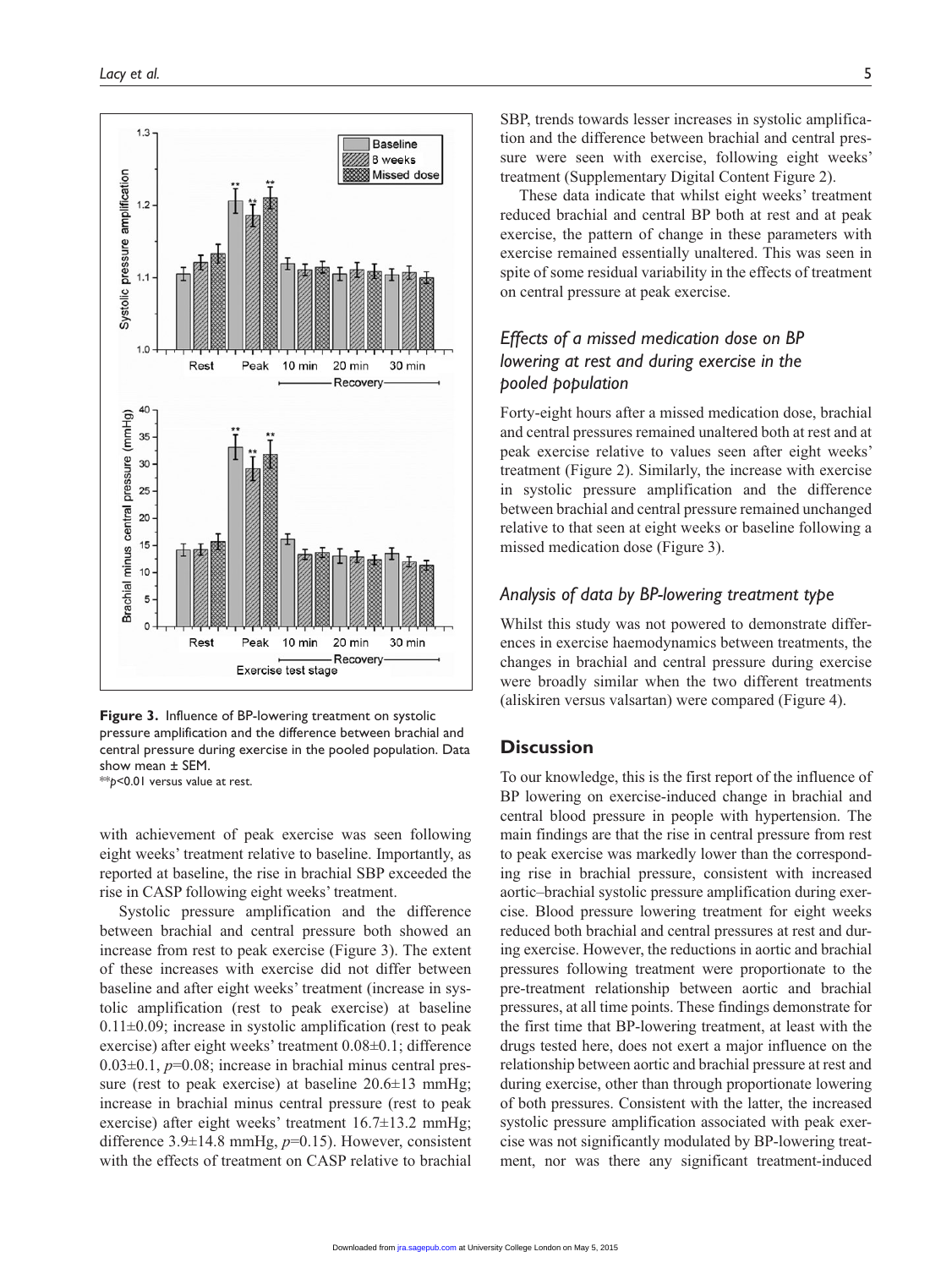1.3

1.2

1.1

1.0

Systolic pressure amplification

Baseline

8 weeks

Missed dose

Rest Peak 10 min 20 min 30 min

Recovery

40

35

30

25

20

15

10

5

0

Brachial minus central pressure (mmHg)

Rest Peak 10 min 20 min 30 min

Recovery

Exercise test stage

**Figure 3.** Influence of BP-lowering treatment on systolic pressure amplification and the difference between brachial and central pressure during exercise in the pooled population. Data show mean ± SEM.
**$p$<0.01 versus value at rest.

with achievement of peak exercise was seen following eight weeks' treatment relative to baseline. Importantly, as reported at baseline, the rise in brachial SBP exceeded the rise in CASP following eight weeks' treatment.

Systolic pressure amplification and the difference between brachial and central pressure both showed an increase from rest to peak exercise (Figure 3). The extent of these increases with exercise did not differ between baseline and after eight weeks' treatment (increase in systolic amplification (rest to peak exercise) at baseline 0.11±0.09; increase in systolic amplification (rest to peak exercise) after eight weeks' treatment 0.08±0.1; difference 0.03±0.1, $p$=0.08; increase in brachial minus central pressure (rest to peak exercise) at baseline 20.6±13 mmHg; increase in brachial minus central pressure (rest to peak exercise) after eight weeks' treatment 16.7±13.2 mmHg; difference 3.9±14.8 mmHg, $p$=0.15). However, consistent with the effects of treatment on CASP relative to brachial SBP, trends towards lesser increases in systolic amplification and the difference between brachial and central pressure were seen with exercise, following eight weeks' treatment (Supplementary Digital Content Figure 2).

These data indicate that whilst eight weeks' treatment reduced brachial and central BP both at rest and at peak exercise, the pattern of change in these parameters with exercise remained essentially unaltered. This was seen in spite of some residual variability in the effects of treatment on central pressure at peak exercise.

### *Effects of a missed medication dose on BP lowering at rest and during exercise in the pooled population*

Forty-eight hours after a missed medication dose, brachial and central pressures remained unaltered both at rest and at peak exercise relative to values seen after eight weeks' treatment (Figure 2). Similarly, the increase with exercise in systolic pressure amplification and the difference between brachial and central pressure remained unchanged relative to that seen at eight weeks or baseline following a missed medication dose (Figure 3).

### *Analysis of data by BP-lowering treatment type*

Whilst this study was not powered to demonstrate differences in exercise haemodynamics between treatments, the changes in brachial and central pressure during exercise were broadly similar when the two different treatments (aliskiren versus valsartan) were compared (Figure 4).

## Discussion

To our knowledge, this is the first report of the influence of BP lowering on exercise-induced change in brachial and central blood pressure in people with hypertension. The main findings are that the rise in central pressure from rest to peak exercise was markedly lower than the corresponding rise in brachial pressure, consistent with increased aortic–brachial systolic pressure amplification during exercise. Blood pressure lowering treatment for eight weeks reduced both brachial and central pressures at rest and during exercise. However, the reductions in aortic and brachial pressures following treatment were proportionate to the pre-treatment relationship between aortic and brachial pressures, at all time points. These findings demonstrate for the first time that BP-lowering treatment, at least with the drugs tested here, does not exert a major influence on the relationship between aortic and brachial pressure at rest and during exercise, other than through proportionate lowering of both pressures. Consistent with the latter, the increased systolic pressure amplification associated with peak exercise was not significantly modulated by BP-lowering treatment, nor was there any significant treatment-induced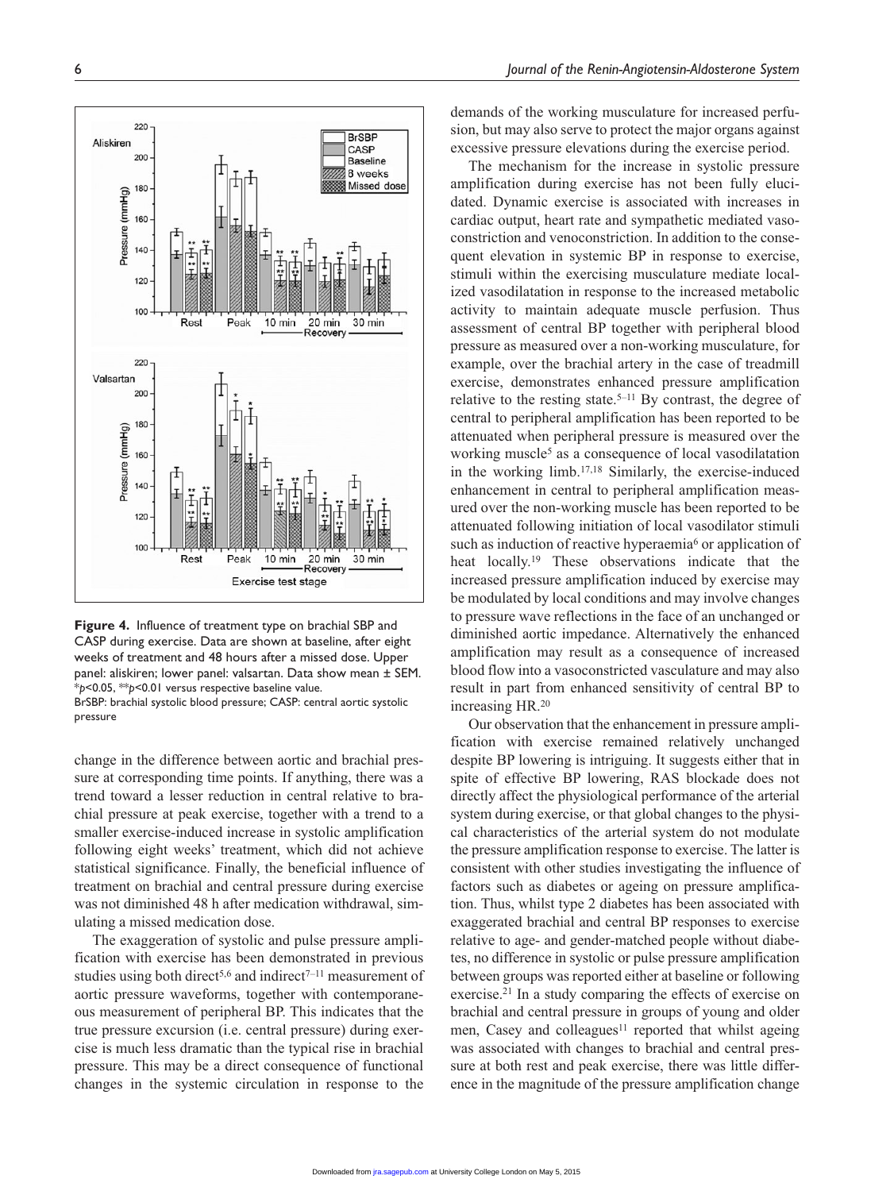**Figure 4.** Influence of treatment type on brachial SBP and CASP during exercise. Data are shown at baseline, after eight weeks of treatment and 48 hours after a missed dose. Upper panel: aliskiren; lower panel: valsartan. Data show mean ± SEM. *$p$<0.05, **$p$<0.01 versus respective baseline value.
BrSBP: brachial systolic blood pressure; CASP: central aortic systolic pressure

change in the difference between aortic and brachial pressure at corresponding time points. If anything, there was a trend toward a lesser reduction in central relative to brachial pressure at peak exercise, together with a trend to a smaller exercise-induced increase in systolic amplification following eight weeks' treatment, which did not achieve statistical significance. Finally, the beneficial influence of treatment on brachial and central pressure during exercise was not diminished 48 h after medication withdrawal, simulating a missed medication dose.

The exaggeration of systolic and pulse pressure amplification with exercise has been demonstrated in previous studies using both direct[5,6] and indirect[7–11] measurement of aortic pressure waveforms, together with contemporaneous measurement of peripheral BP. This indicates that the true pressure excursion (i.e. central pressure) during exercise is much less dramatic than the typical rise in brachial pressure. This may be a direct consequence of functional changes in the systemic circulation in response to the demands of the working musculature for increased perfusion, but may also serve to protect the major organs against excessive pressure elevations during the exercise period.

The mechanism for the increase in systolic pressure amplification during exercise has not been fully elucidated. Dynamic exercise is associated with increases in cardiac output, heart rate and sympathetic mediated vasoconstriction and venoconstriction. In addition to the consequent elevation in systemic BP in response to exercise, stimuli within the exercising musculature mediate localized vasodilatation in response to the increased metabolic activity to maintain adequate muscle perfusion. Thus assessment of central BP together with peripheral blood pressure as measured over a non-working musculature, for example, over the brachial artery in the case of treadmill exercise, demonstrates enhanced pressure amplification relative to the resting state.[5–11] By contrast, the degree of central to peripheral amplification has been reported to be attenuated when peripheral pressure is measured over the working muscle[5] as a consequence of local vasodilatation in the working limb.[17,18] Similarly, the exercise-induced enhancement in central to peripheral amplification measured over the non-working muscle has been reported to be attenuated following initiation of local vasodilator stimuli such as induction of reactive hyperaemia[6] or application of heat locally.[19] These observations indicate that the increased pressure amplification induced by exercise may be modulated by local conditions and may involve changes to pressure wave reflections in the face of an unchanged or diminished aortic impedance. Alternatively the enhanced amplification may result as a consequence of increased blood flow into a vasoconstricted vasculature and may also result in part from enhanced sensitivity of central BP to increasing HR.[20]

Our observation that the enhancement in pressure amplification with exercise remained relatively unchanged despite BP lowering is intriguing. It suggests either that in spite of effective BP lowering, RAS blockade does not directly affect the physiological performance of the arterial system during exercise, or that global changes to the physical characteristics of the arterial system do not modulate the pressure amplification response to exercise. The latter is consistent with other studies investigating the influence of factors such as diabetes or ageing on pressure amplification. Thus, whilst type 2 diabetes has been associated with exaggerated brachial and central BP responses to exercise relative to age- and gender-matched people without diabetes, no difference in systolic or pulse pressure amplification between groups was reported either at baseline or following exercise.[21] In a study comparing the effects of exercise on brachial and central pressure in groups of young and older men, Casey and colleagues[11] reported that whilst ageing was associated with changes to brachial and central pressure at both rest and peak exercise, there was little difference in the magnitude of the pressure amplification change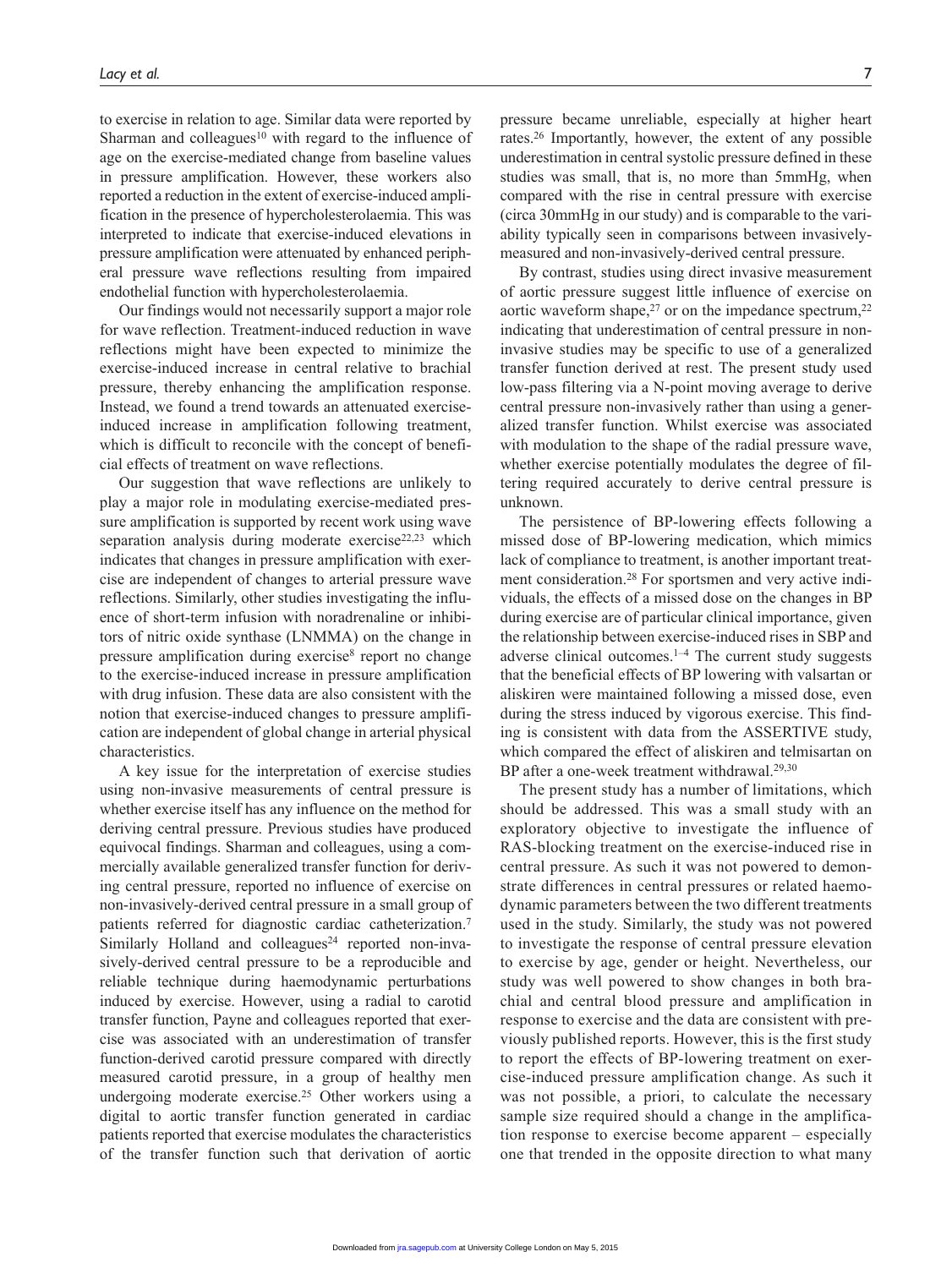to exercise in relation to age. Similar data were reported by Sharman and colleagues[10] with regard to the influence of age on the exercise-mediated change from baseline values in pressure amplification. However, these workers also reported a reduction in the extent of exercise-induced amplification in the presence of hypercholesterolaemia. This was interpreted to indicate that exercise-induced elevations in pressure amplification were attenuated by enhanced peripheral pressure wave reflections resulting from impaired endothelial function with hypercholesterolaemia.

Our findings would not necessarily support a major role for wave reflection. Treatment-induced reduction in wave reflections might have been expected to minimize the exercise-induced increase in central relative to brachial pressure, thereby enhancing the amplification response. Instead, we found a trend towards an attenuated exercise-induced increase in amplification following treatment, which is difficult to reconcile with the concept of beneficial effects of treatment on wave reflections.

Our suggestion that wave reflections are unlikely to play a major role in modulating exercise-mediated pressure amplification is supported by recent work using wave separation analysis during moderate exercise[22,23] which indicates that changes in pressure amplification with exercise are independent of changes to arterial pressure wave reflections. Similarly, other studies investigating the influence of short-term infusion with noradrenaline or inhibitors of nitric oxide synthase (LNMMA) on the change in pressure amplification during exercise[8] report no change to the exercise-induced increase in pressure amplification with drug infusion. These data are also consistent with the notion that exercise-induced changes to pressure amplification are independent of global change in arterial physical characteristics.

A key issue for the interpretation of exercise studies using non-invasive measurements of central pressure is whether exercise itself has any influence on the method for deriving central pressure. Previous studies have produced equivocal findings. Sharman and colleagues, using a commercially available generalized transfer function for deriving central pressure, reported no influence of exercise on non-invasively-derived central pressure in a small group of patients referred for diagnostic cardiac catheterization.[7] Similarly Holland and colleagues[24] reported non-invasively-derived central pressure to be a reproducible and reliable technique during haemodynamic perturbations induced by exercise. However, using a radial to carotid transfer function, Payne and colleagues reported that exercise was associated with an underestimation of transfer function-derived carotid pressure compared with directly measured carotid pressure, in a group of healthy men undergoing moderate exercise.[25] Other workers using a digital to aortic transfer function generated in cardiac patients reported that exercise modulates the characteristics of the transfer function such that derivation of aortic pressure became unreliable, especially at higher heart rates.[26] Importantly, however, the extent of any possible underestimation in central systolic pressure defined in these studies was small, that is, no more than 5mmHg, when compared with the rise in central pressure with exercise (circa 30mmHg in our study) and is comparable to the variability typically seen in comparisons between invasively-measured and non-invasively-derived central pressure.

By contrast, studies using direct invasive measurement of aortic pressure suggest little influence of exercise on aortic waveform shape,[27] or on the impedance spectrum,[22] indicating that underestimation of central pressure in non-invasive studies may be specific to use of a generalized transfer function derived at rest. The present study used low-pass filtering via a N-point moving average to derive central pressure non-invasively rather than using a generalized transfer function. Whilst exercise was associated with modulation to the shape of the radial pressure wave, whether exercise potentially modulates the degree of filtering required accurately to derive central pressure is unknown.

The persistence of BP-lowering effects following a missed dose of BP-lowering medication, which mimics lack of compliance to treatment, is another important treatment consideration.[28] For sportsmen and very active individuals, the effects of a missed dose on the changes in BP during exercise are of particular clinical importance, given the relationship between exercise-induced rises in SBP and adverse clinical outcomes.[1–4] The current study suggests that the beneficial effects of BP lowering with valsartan or aliskiren were maintained following a missed dose, even during the stress induced by vigorous exercise. This finding is consistent with data from the ASSERTIVE study, which compared the effect of aliskiren and telmisartan on BP after a one-week treatment withdrawal.[29,30]

The present study has a number of limitations, which should be addressed. This was a small study with an exploratory objective to investigate the influence of RAS-blocking treatment on the exercise-induced rise in central pressure. As such it was not powered to demonstrate differences in central pressures or related haemodynamic parameters between the two different treatments used in the study. Similarly, the study was not powered to investigate the response of central pressure elevation to exercise by age, gender or height. Nevertheless, our study was well powered to show changes in both brachial and central blood pressure and amplification in response to exercise and the data are consistent with previously published reports. However, this is the first study to report the effects of BP-lowering treatment on exercise-induced pressure amplification change. As such it was not possible, a priori, to calculate the necessary sample size required should a change in the amplification response to exercise become apparent – especially one that trended in the opposite direction to what many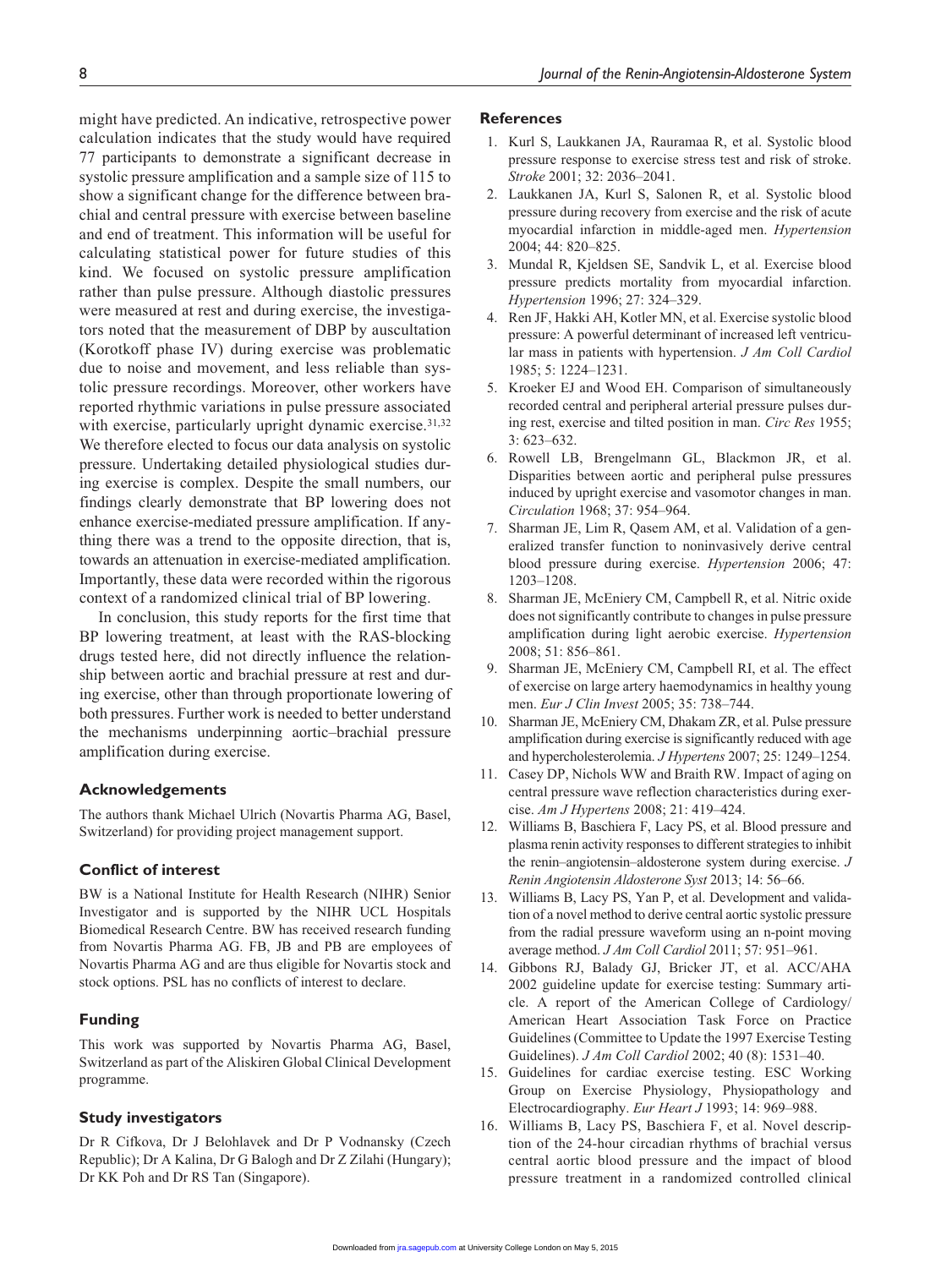might have predicted. An indicative, retrospective power calculation indicates that the study would have required 77 participants to demonstrate a significant decrease in systolic pressure amplification and a sample size of 115 to show a significant change for the difference between brachial and central pressure with exercise between baseline and end of treatment. This information will be useful for calculating statistical power for future studies of this kind. We focused on systolic pressure amplification rather than pulse pressure. Although diastolic pressures were measured at rest and during exercise, the investigators noted that the measurement of DBP by auscultation (Korotkoff phase IV) during exercise was problematic due to noise and movement, and less reliable than systolic pressure recordings. Moreover, other workers have reported rhythmic variations in pulse pressure associated with exercise, particularly upright dynamic exercise.[31,32] We therefore elected to focus our data analysis on systolic pressure. Undertaking detailed physiological studies during exercise is complex. Despite the small numbers, our findings clearly demonstrate that BP lowering does not enhance exercise-mediated pressure amplification. If anything there was a trend to the opposite direction, that is, towards an attenuation in exercise-mediated amplification. Importantly, these data were recorded within the rigorous context of a randomized clinical trial of BP lowering.

In conclusion, this study reports for the first time that BP lowering treatment, at least with the RAS-blocking drugs tested here, did not directly influence the relationship between aortic and brachial pressure at rest and during exercise, other than through proportionate lowering of both pressures. Further work is needed to better understand the mechanisms underpinning aortic–brachial pressure amplification during exercise.

## Acknowledgements

The authors thank Michael Ulrich (Novartis Pharma AG, Basel, Switzerland) for providing project management support.

## Conflict of interest

BW is a National Institute for Health Research (NIHR) Senior Investigator and is supported by the NIHR UCL Hospitals Biomedical Research Centre. BW has received research funding from Novartis Pharma AG. FB, JB and PB are employees of Novartis Pharma AG and are thus eligible for Novartis stock and stock options. PSL has no conflicts of interest to declare.

## Funding

This work was supported by Novartis Pharma AG, Basel, Switzerland as part of the Aliskiren Global Clinical Development programme.

## Study investigators

Dr R Cifkova, Dr J Belohlavek and Dr P Vodnansky (Czech Republic); Dr A Kalina, Dr G Balogh and Dr Z Zilahi (Hungary); Dr KK Poh and Dr RS Tan (Singapore).

## References

1. Kurl S, Laukkanen JA, Rauramaa R, et al. Systolic blood pressure response to exercise stress test and risk of stroke. *Stroke* 2001; 32: 2036–2041.
2. Laukkanen JA, Kurl S, Salonen R, et al. Systolic blood pressure during recovery from exercise and the risk of acute myocardial infarction in middle-aged men. *Hypertension* 2004; 44: 820–825.
3. Mundal R, Kjeldsen SE, Sandvik L, et al. Exercise blood pressure predicts mortality from myocardial infarction. *Hypertension* 1996; 27: 324–329.
4. Ren JF, Hakki AH, Kotler MN, et al. Exercise systolic blood pressure: A powerful determinant of increased left ventricular mass in patients with hypertension. *J Am Coll Cardiol* 1985; 5: 1224–1231.
5. Kroeker EJ and Wood EH. Comparison of simultaneously recorded central and peripheral arterial pressure pulses during rest, exercise and tilted position in man. *Circ Res* 1955; 3: 623–632.
6. Rowell LB, Brengelmann GL, Blackmon JR, et al. Disparities between aortic and peripheral pulse pressures induced by upright exercise and vasomotor changes in man. *Circulation* 1968; 37: 954–964.
7. Sharman JE, Lim R, Qasem AM, et al. Validation of a generalized transfer function to noninvasively derive central blood pressure during exercise. *Hypertension* 2006; 47: 1203–1208.
8. Sharman JE, McEniery CM, Campbell R, et al. Nitric oxide does not significantly contribute to changes in pulse pressure amplification during light aerobic exercise. *Hypertension* 2008; 51: 856–861.
9. Sharman JE, McEniery CM, Campbell RI, et al. The effect of exercise on large artery haemodynamics in healthy young men. *Eur J Clin Invest* 2005; 35: 738–744.
10. Sharman JE, McEniery CM, Dhakam ZR, et al. Pulse pressure amplification during exercise is significantly reduced with age and hypercholesterolemia. *J Hypertens* 2007; 25: 1249–1254.
11. Casey DP, Nichols WW and Braith RW. Impact of aging on central pressure wave reflection characteristics during exercise. *Am J Hypertens* 2008; 21: 419–424.
12. Williams B, Baschiera F, Lacy PS, et al. Blood pressure and plasma renin activity responses to different strategies to inhibit the renin–angiotensin–aldosterone system during exercise. *J Renin Angiotensin Aldosterone Syst* 2013; 14: 56–66.
13. Williams B, Lacy PS, Yan P, et al. Development and validation of a novel method to derive central aortic systolic pressure from the radial pressure waveform using an n-point moving average method. *J Am Coll Cardiol* 2011; 57: 951–961.
14. Gibbons RJ, Balady GJ, Bricker JT, et al. ACC/AHA 2002 guideline update for exercise testing: Summary article. A report of the American College of Cardiology/ American Heart Association Task Force on Practice Guidelines (Committee to Update the 1997 Exercise Testing Guidelines). *J Am Coll Cardiol* 2002; 40 (8): 1531–40.
15. Guidelines for cardiac exercise testing. ESC Working Group on Exercise Physiology, Physiopathology and Electrocardiography. *Eur Heart J* 1993; 14: 969–988.
16. Williams B, Lacy PS, Baschiera F, et al. Novel description of the 24-hour circadian rhythms of brachial versus central aortic blood pressure and the impact of blood pressure treatment in a randomized controlled clinical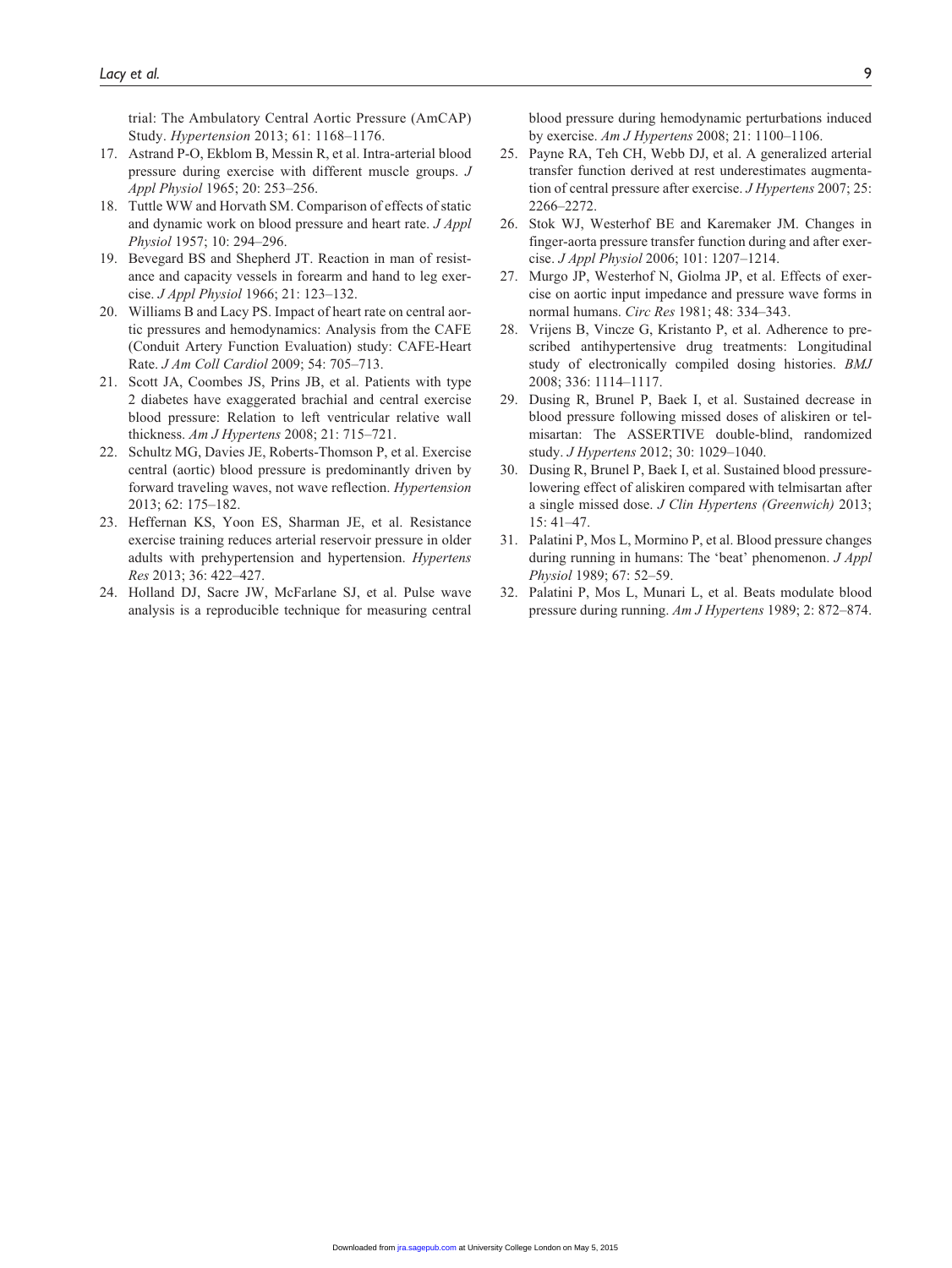trial: The Ambulatory Central Aortic Pressure (AmCAP) Study. *Hypertension* 2013; 61: 1168–1176.

17. Astrand P-O, Ekblom B, Messin R, et al. Intra-arterial blood pressure during exercise with different muscle groups. *J Appl Physiol* 1965; 20: 253–256.
18. Tuttle WW and Horvath SM. Comparison of effects of static and dynamic work on blood pressure and heart rate. *J Appl Physiol* 1957; 10: 294–296.
19. Bevegard BS and Shepherd JT. Reaction in man of resistance and capacity vessels in forearm and hand to leg exercise. *J Appl Physiol* 1966; 21: 123–132.
20. Williams B and Lacy PS. Impact of heart rate on central aortic pressures and hemodynamics: Analysis from the CAFE (Conduit Artery Function Evaluation) study: CAFE-Heart Rate. *J Am Coll Cardiol* 2009; 54: 705–713.
21. Scott JA, Coombes JS, Prins JB, et al. Patients with type 2 diabetes have exaggerated brachial and central exercise blood pressure: Relation to left ventricular relative wall thickness. *Am J Hypertens* 2008; 21: 715–721.
22. Schultz MG, Davies JE, Roberts-Thomson P, et al. Exercise central (aortic) blood pressure is predominantly driven by forward traveling waves, not wave reflection. *Hypertension* 2013; 62: 175–182.
23. Heffernan KS, Yoon ES, Sharman JE, et al. Resistance exercise training reduces arterial reservoir pressure in older adults with prehypertension and hypertension. *Hypertens Res* 2013; 36: 422–427.
24. Holland DJ, Sacre JW, McFarlane SJ, et al. Pulse wave analysis is a reproducible technique for measuring central blood pressure during hemodynamic perturbations induced by exercise. *Am J Hypertens* 2008; 21: 1100–1106.
25. Payne RA, Teh CH, Webb DJ, et al. A generalized arterial transfer function derived at rest underestimates augmentation of central pressure after exercise. *J Hypertens* 2007; 25: 2266–2272.
26. Stok WJ, Westerhof BE and Karemaker JM. Changes in finger-aorta pressure transfer function during and after exercise. *J Appl Physiol* 2006; 101: 1207–1214.
27. Murgo JP, Westerhof N, Giolma JP, et al. Effects of exercise on aortic input impedance and pressure wave forms in normal humans. *Circ Res* 1981; 48: 334–343.
28. Vrijens B, Vincze G, Kristanto P, et al. Adherence to prescribed antihypertensive drug treatments: Longitudinal study of electronically compiled dosing histories. *BMJ* 2008; 336: 1114–1117.
29. Dusing R, Brunel P, Baek I, et al. Sustained decrease in blood pressure following missed doses of aliskiren or telmisartan: The ASSERTIVE double-blind, randomized study. *J Hypertens* 2012; 30: 1029–1040.
30. Dusing R, Brunel P, Baek I, et al. Sustained blood pressure-lowering effect of aliskiren compared with telmisartan after a single missed dose. *J Clin Hypertens (Greenwich)* 2013; 15: 41–47.
31. Palatini P, Mos L, Mormino P, et al. Blood pressure changes during running in humans: The 'beat' phenomenon. *J Appl Physiol* 1989; 67: 52–59.
32. Palatini P, Mos L, Munari L, et al. Beats modulate blood pressure during running. *Am J Hypertens* 1989; 2: 872–874.